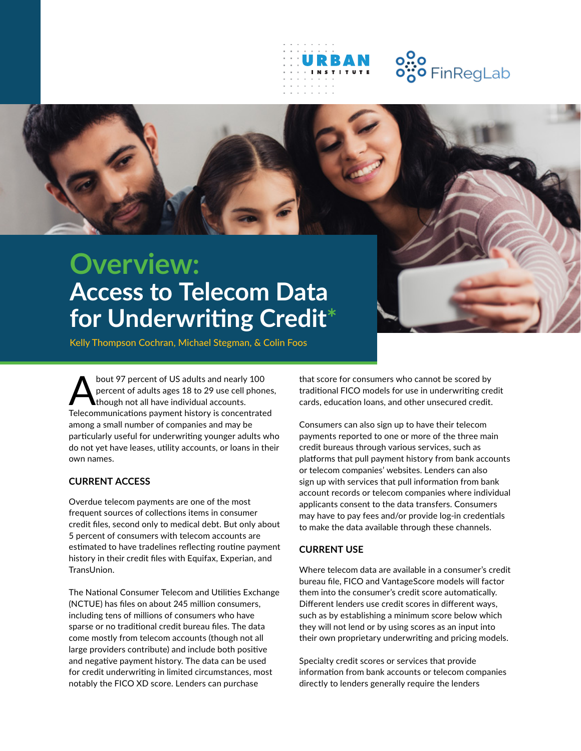# Overview: Access to Telecom Data for Underwriting Credit*

Kelly Thompson Cochran, Michael Stegman, & Colin Foos

About 97 percent of US adults and nearly 100 percent of adults ages 18 to 29 use cell phones, though not all have individual accounts. Telecommunications payment history is concentrated among a small number of companies and may be particularly useful for underwriting younger adults who do not yet have leases, utility accounts, or loans in their own names.

## CURRENT ACCESS

Overdue telecom payments are one of the most frequent sources of collections items in consumer credit files, second only to medical debt. But only about 5 percent of consumers with telecom accounts are estimated to have tradelines reflecting routine payment history in their credit files with Equifax, Experian, and TransUnion.

The National Consumer Telecom and Utilities Exchange (NCTUE) has files on about 245 million consumers, including tens of millions of consumers who have sparse or no traditional credit bureau files. The data come mostly from telecom accounts (though not all large providers contribute) and include both positive and negative payment history. The data can be used for credit underwriting in limited circumstances, most notably the FICO XD score. Lenders can purchase that score for consumers who cannot be scored by traditional FICO models for use in underwriting credit cards, education loans, and other unsecured credit.

Consumers can also sign up to have their telecom payments reported to one or more of the three main credit bureaus through various services, such as platforms that pull payment history from bank accounts or telecom companies' websites. Lenders can also sign up with services that pull information from bank account records or telecom companies where individual applicants consent to the data transfers. Consumers may have to pay fees and/or provide log-in credentials to make the data available through these channels.

## CURRENT USE

Where telecom data are available in a consumer's credit bureau file, FICO and VantageScore models will factor them into the consumer's credit score automatically. Different lenders use credit scores in different ways, such as by establishing a minimum score below which they will not lend or by using scores as an input into their own proprietary underwriting and pricing models.

Specialty credit scores or services that provide information from bank accounts or telecom companies directly to lenders generally require the lenders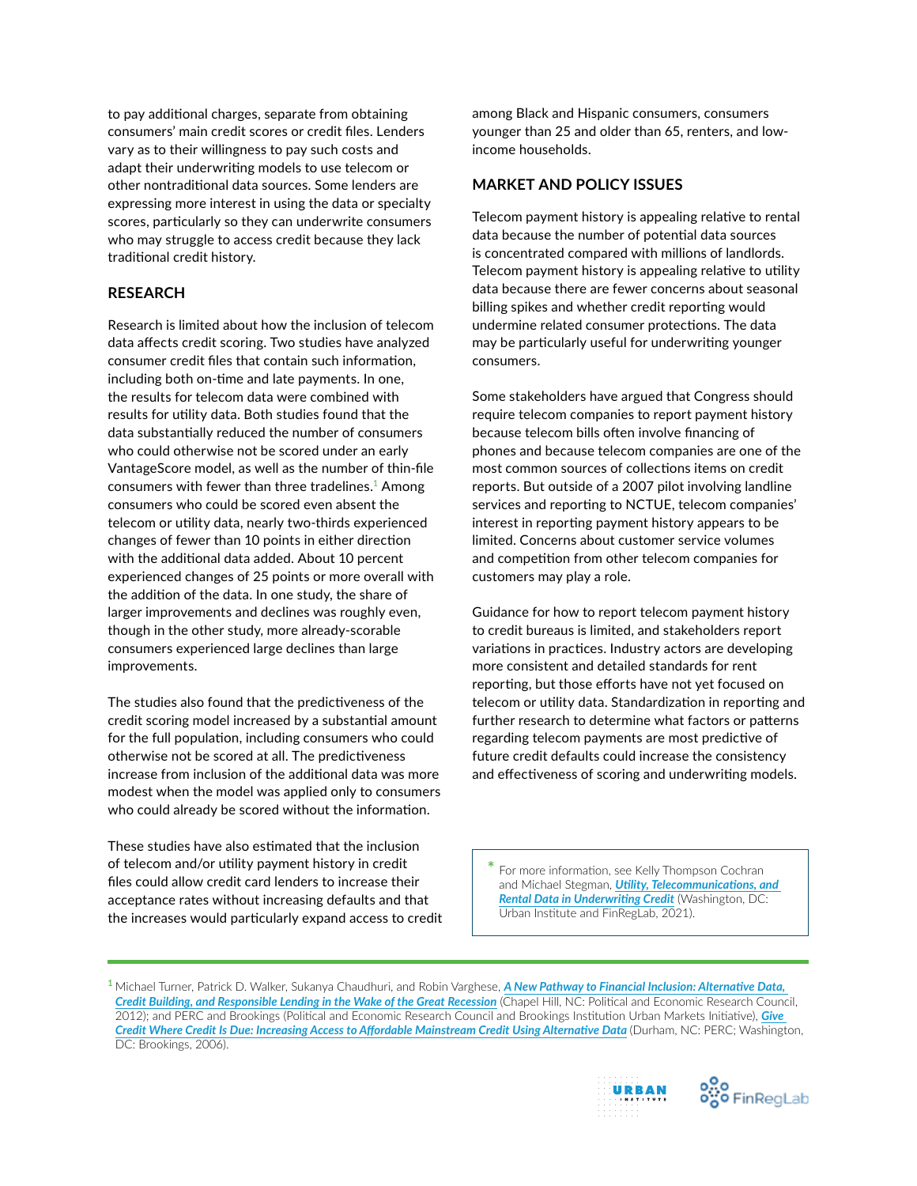to pay additional charges, separate from obtaining consumers' main credit scores or credit files. Lenders vary as to their willingness to pay such costs and adapt their underwriting models to use telecom or other nontraditional data sources. Some lenders are expressing more interest in using the data or specialty scores, particularly so they can underwrite consumers who may struggle to access credit because they lack traditional credit history.

## RESEARCH

Research is limited about how the inclusion of telecom data affects credit scoring. Two studies have analyzed consumer credit files that contain such information, including both on-time and late payments. In one, the results for telecom data were combined with results for utility data. Both studies found that the data substantially reduced the number of consumers who could otherwise not be scored under an early VantageScore model, as well as the number of thin-file consumers with fewer than three tradelines.[1] Among consumers who could be scored even absent the telecom or utility data, nearly two-thirds experienced changes of fewer than 10 points in either direction with the additional data added. About 10 percent experienced changes of 25 points or more overall with the addition of the data. In one study, the share of larger improvements and declines was roughly even, though in the other study, more already-scorable consumers experienced large declines than large improvements.

The studies also found that the predictiveness of the credit scoring model increased by a substantial amount for the full population, including consumers who could otherwise not be scored at all. The predictiveness increase from inclusion of the additional data was more modest when the model was applied only to consumers who could already be scored without the information.

These studies have also estimated that the inclusion of telecom and/or utility payment history in credit files could allow credit card lenders to increase their acceptance rates without increasing defaults and that the increases would particularly expand access to credit among Black and Hispanic consumers, consumers younger than 25 and older than 65, renters, and low-income households.

## MARKET AND POLICY ISSUES

Telecom payment history is appealing relative to rental data because the number of potential data sources is concentrated compared with millions of landlords. Telecom payment history is appealing relative to utility data because there are fewer concerns about seasonal billing spikes and whether credit reporting would undermine related consumer protections. The data may be particularly useful for underwriting younger consumers.

Some stakeholders have argued that Congress should require telecom companies to report payment history because telecom bills often involve financing of phones and because telecom companies are one of the most common sources of collections items on credit reports. But outside of a 2007 pilot involving landline services and reporting to NCTUE, telecom companies' interest in reporting payment history appears to be limited. Concerns about customer service volumes and competition from other telecom companies for customers may play a role.

Guidance for how to report telecom payment history to credit bureaus is limited, and stakeholders report variations in practices. Industry actors are developing more consistent and detailed standards for rent reporting, but those efforts have not yet focused on telecom or utility data. Standardization in reporting and further research to determine what factors or patterns regarding telecom payments are most predictive of future credit defaults could increase the consistency and effectiveness of scoring and underwriting models.

> * For more information, see Kelly Thompson Cochran and Michael Stegman, ***Utility, Telecommunications, and Rental Data in Underwriting Credit*** (Washington, DC: Urban Institute and FinRegLab, 2021).

---

[1] Michael Turner, Patrick D. Walker, Sukanya Chaudhuri, and Robin Varghese, ***A New Pathway to Financial Inclusion: Alternative Data, Credit Building, and Responsible Lending in the Wake of the Great Recession*** (Chapel Hill, NC: Political and Economic Research Council, 2012); and PERC and Brookings (Political and Economic Research Council and Brookings Institution Urban Markets Initiative), ***Give Credit Where Credit Is Due: Increasing Access to Affordable Mainstream Credit Using Alternative Data*** (Durham, NC: PERC; Washington, DC: Brookings, 2006).